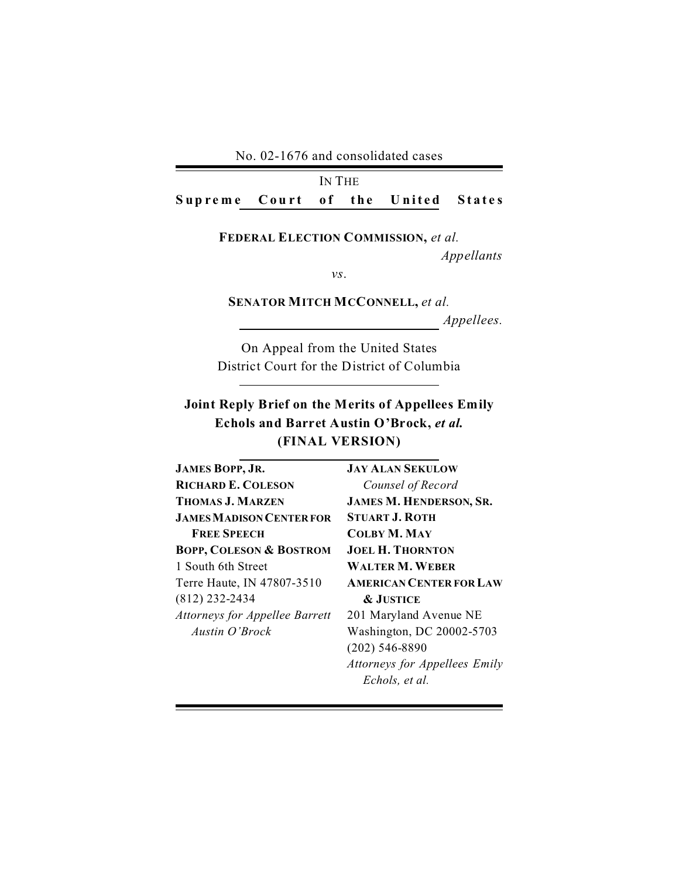No. 02-1676 and consolidated cases

IN THE

**Supreme Court of the United States**

**FEDERAL ELECTION COMMISSION,** *et al.*

*Appellants*

*vs*.

**SENATOR MITCH MCCONNELL,** *et al.*

*Appellees.*

On Appeal from the United States District Court for the District of Columbia

# Joint Reply Brief on the Merits of Appellees Emily Echols and Barret Austin O'Brock, *et al.* (FINAL VERSION)

**JAMES BOPP, JR.**
**RICHARD E. COLESON**
**THOMAS J. MARZEN**
**JAMES MADISON CENTER FOR FREE SPEECH**
**BOPP, COLESON & BOSTROM**
1 South 6th Street
Terre Haute, IN 47807-3510
(812) 232-2434
*Attorneys for Appellee Barrett Austin O'Brock*

**JAY ALAN SEKULOW**
*Counsel of Record*
**JAMES M. HENDERSON, SR.**
**STUART J. ROTH**
**COLBY M. MAY**
**JOEL H. THORNTON**
**WALTER M. WEBER**
**AMERICAN CENTER FOR LAW & JUSTICE**
201 Maryland Avenue NE
Washington, DC 20002-5703
(202) 546-8890
*Attorneys for Appellees Emily Echols, et al.*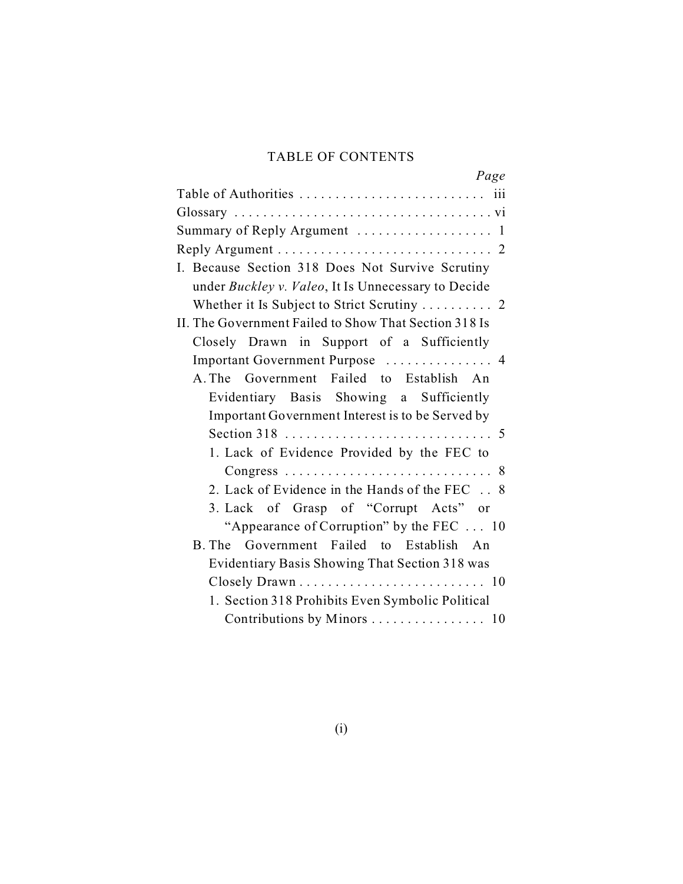# TABLE OF CONTENTS

| | *Page* |
|---|---|
| Table of Authorities | iii |
| Glossary | vi |
| Summary of Reply Argument | 1 |
| Reply Argument | 2 |
| I. Because Section 318 Does Not Survive Scrutiny under *Buckley v. Valeo*, It Is Unnecessary to Decide Whether it Is Subject to Strict Scrutiny | 2 |
| II. The Government Failed to Show That Section 318 Is Closely Drawn in Support of a Sufficiently Important Government Purpose | 4 |
| A. The Government Failed to Establish An Evidentiary Basis Showing a Sufficiently Important Government Interest is to be Served by Section 318 | 5 |
| 1. Lack of Evidence Provided by the FEC to Congress | 8 |
| 2. Lack of Evidence in the Hands of the FEC | 8 |
| 3. Lack of Grasp of "Corrupt Acts" or "Appearance of Corruption" by the FEC | 10 |
| B. The Government Failed to Establish An Evidentiary Basis Showing That Section 318 was Closely Drawn | 10 |
| 1. Section 318 Prohibits Even Symbolic Political Contributions by Minors | 10 |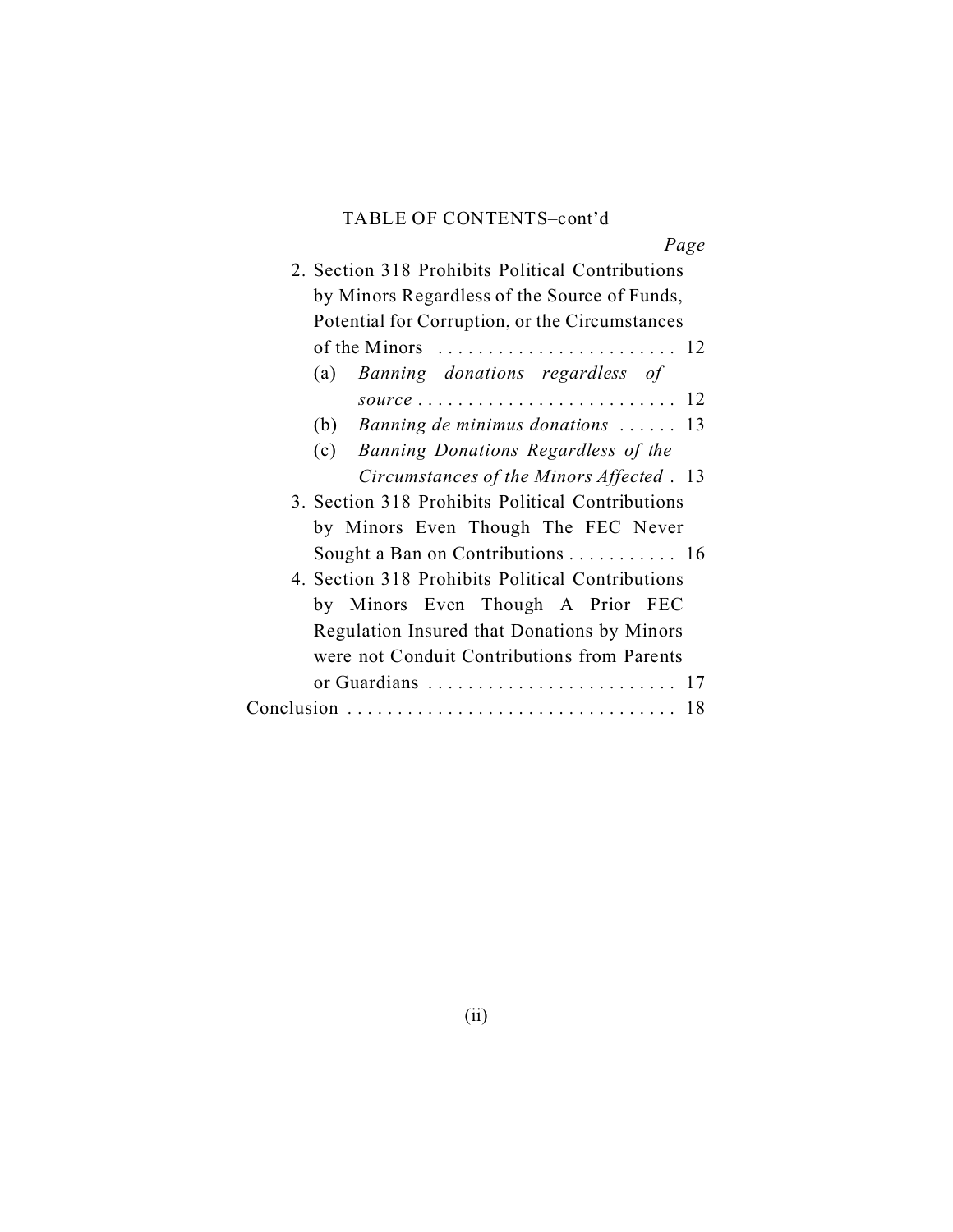TABLE OF CONTENTS–cont'd

*Page*

2. Section 318 Prohibits Political Contributions by Minors Regardless of the Source of Funds, Potential for Corruption, or the Circumstances of the Minors . . . . . . . . . . . . . . . . . . . . . . . . 12
   - (a) *Banning donations regardless of source* . . . . . . . . . . . . . . . . . . . . . . . . . . 12
   - (b) *Banning de minimus donations* . . . . . . 13
   - (c) *Banning Donations Regardless of the Circumstances of the Minors Affected* . 13
3. Section 318 Prohibits Political Contributions by Minors Even Though The FEC Never Sought a Ban on Contributions . . . . . . . . . . . 16
4. Section 318 Prohibits Political Contributions by Minors Even Though A Prior FEC Regulation Insured that Donations by Minors were not Conduit Contributions from Parents or Guardians . . . . . . . . . . . . . . . . . . . . . . . . . 17

Conclusion . . . . . . . . . . . . . . . . . . . . . . . . . . . . . . . . . 18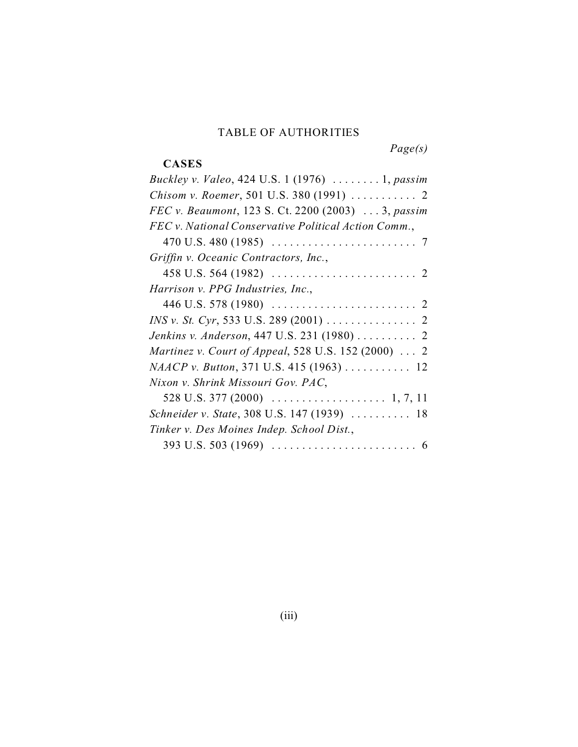# TABLE OF AUTHORITIES

*Page(s)*

**CASES**

*Buckley v. Valeo*, 424 U.S. 1 (1976) . . . . . . . . 1, *passim*

*Chisom v. Roemer*, 501 U.S. 380 (1991) . . . . . . . . . . . 2

*FEC v. Beaumont*, 123 S. Ct. 2200 (2003) . . . 3, *passim*

*FEC v. National Conservative Political Action Comm.*, 470 U.S. 480 (1985) . . . . . . . . . . . . . . . . . . . . . . . . 7

*Griffin v. Oceanic Contractors, Inc.*, 458 U.S. 564 (1982) . . . . . . . . . . . . . . . . . . . . . . . . 2

*Harrison v. PPG Industries, Inc.*, 446 U.S. 578 (1980) . . . . . . . . . . . . . . . . . . . . . . . . 2

*INS v. St. Cyr*, 533 U.S. 289 (2001) . . . . . . . . . . . . . . . 2

*Jenkins v. Anderson*, 447 U.S. 231 (1980) . . . . . . . . . . 2

*Martinez v. Court of Appeal*, 528 U.S. 152 (2000) . . . 2

*NAACP v. Button*, 371 U.S. 415 (1963) . . . . . . . . . . . 12

*Nixon v. Shrink Missouri Gov. PAC*, 528 U.S. 377 (2000) . . . . . . . . . . . . . . . . . . . 1, 7, 11

*Schneider v. State*, 308 U.S. 147 (1939) . . . . . . . . . . 18

*Tinker v. Des Moines Indep. School Dist.*, 393 U.S. 503 (1969) . . . . . . . . . . . . . . . . . . . . . . . . 6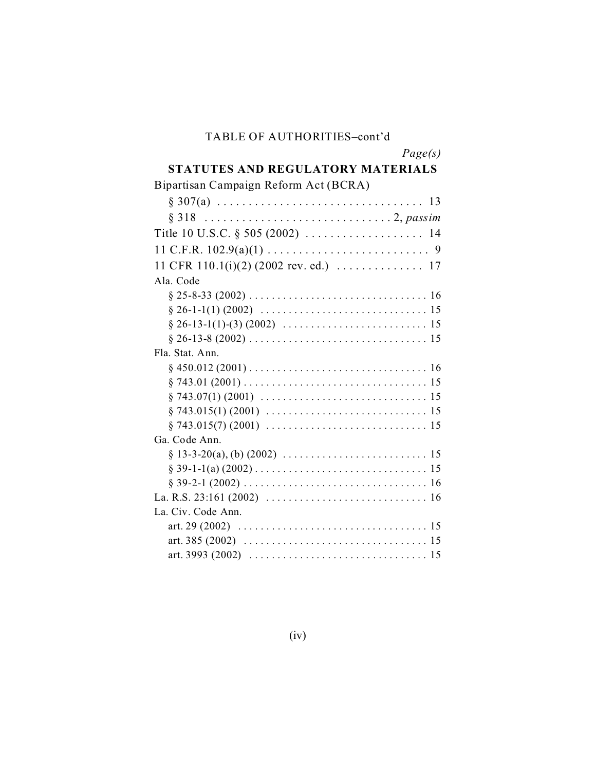TABLE OF AUTHORITIES–cont'd

*Page(s)*

## STATUTES AND REGULATORY MATERIALS

Bipartisan Campaign Reform Act (BCRA)

§ 307(a) . . . . . . . . . . . . . . . . . . . . . . . . . . . . . . . . . 13

§ 318 . . . . . . . . . . . . . . . . . . . . . . . . . . . . . . 2, *passim*

Title 10 U.S.C. § 505 (2002) . . . . . . . . . . . . . . . . . . . 14

11 C.F.R. 102.9(a)(1) . . . . . . . . . . . . . . . . . . . . . . . . . . 9

11 CFR 110.1(i)(2) (2002 rev. ed.) . . . . . . . . . . . . . . 17

Ala. Code

§ 25-8-33 (2002) . . . . . . . . . . . . . . . . . . . . . . . . . . . . . . . 16

§ 26-1-1(1) (2002) . . . . . . . . . . . . . . . . . . . . . . . . . . . . . 15

§ 26-13-1(1)-(3) (2002) . . . . . . . . . . . . . . . . . . . . . . . . . 15

§ 26-13-8 (2002) . . . . . . . . . . . . . . . . . . . . . . . . . . . . . . . 15

Fla. Stat. Ann.

§ 450.012 (2001) . . . . . . . . . . . . . . . . . . . . . . . . . . . . . . . 16

§ 743.01 (2001) . . . . . . . . . . . . . . . . . . . . . . . . . . . . . . . . 15

§ 743.07(1) (2001) . . . . . . . . . . . . . . . . . . . . . . . . . . . . . 15

§ 743.015(1) (2001) . . . . . . . . . . . . . . . . . . . . . . . . . . . . 15

§ 743.015(7) (2001) . . . . . . . . . . . . . . . . . . . . . . . . . . . . 15

Ga. Code Ann.

§ 13-3-20(a), (b) (2002) . . . . . . . . . . . . . . . . . . . . . . . . . 15

§ 39-1-1(a) (2002) . . . . . . . . . . . . . . . . . . . . . . . . . . . . . . 15

§ 39-2-1 (2002) . . . . . . . . . . . . . . . . . . . . . . . . . . . . . . . . 16

La. R.S. 23:161 (2002) . . . . . . . . . . . . . . . . . . . . . . . . . . . . 16

La. Civ. Code Ann.

art. 29 (2002) . . . . . . . . . . . . . . . . . . . . . . . . . . . . . . . . . 15

art. 385 (2002) . . . . . . . . . . . . . . . . . . . . . . . . . . . . . . . . 15

art. 3993 (2002) . . . . . . . . . . . . . . . . . . . . . . . . . . . . . . . 15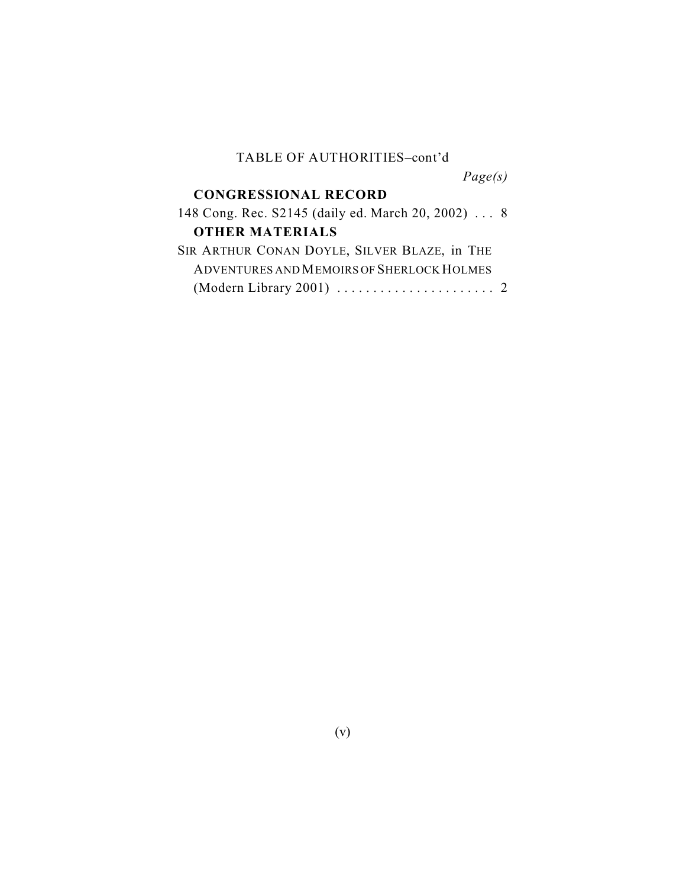TABLE OF AUTHORITIES–cont'd

*Page(s)*

**CONGRESSIONAL RECORD**

148 Cong. Rec. S2145 (daily ed. March 20, 2002) . . . 8

**OTHER MATERIALS**

SIR ARTHUR CONAN DOYLE, SILVER BLAZE, in THE ADVENTURES AND MEMOIRS OF SHERLOCK HOLMES (Modern Library 2001) . . . . . . . . . . . . . . . . . . . . . . 2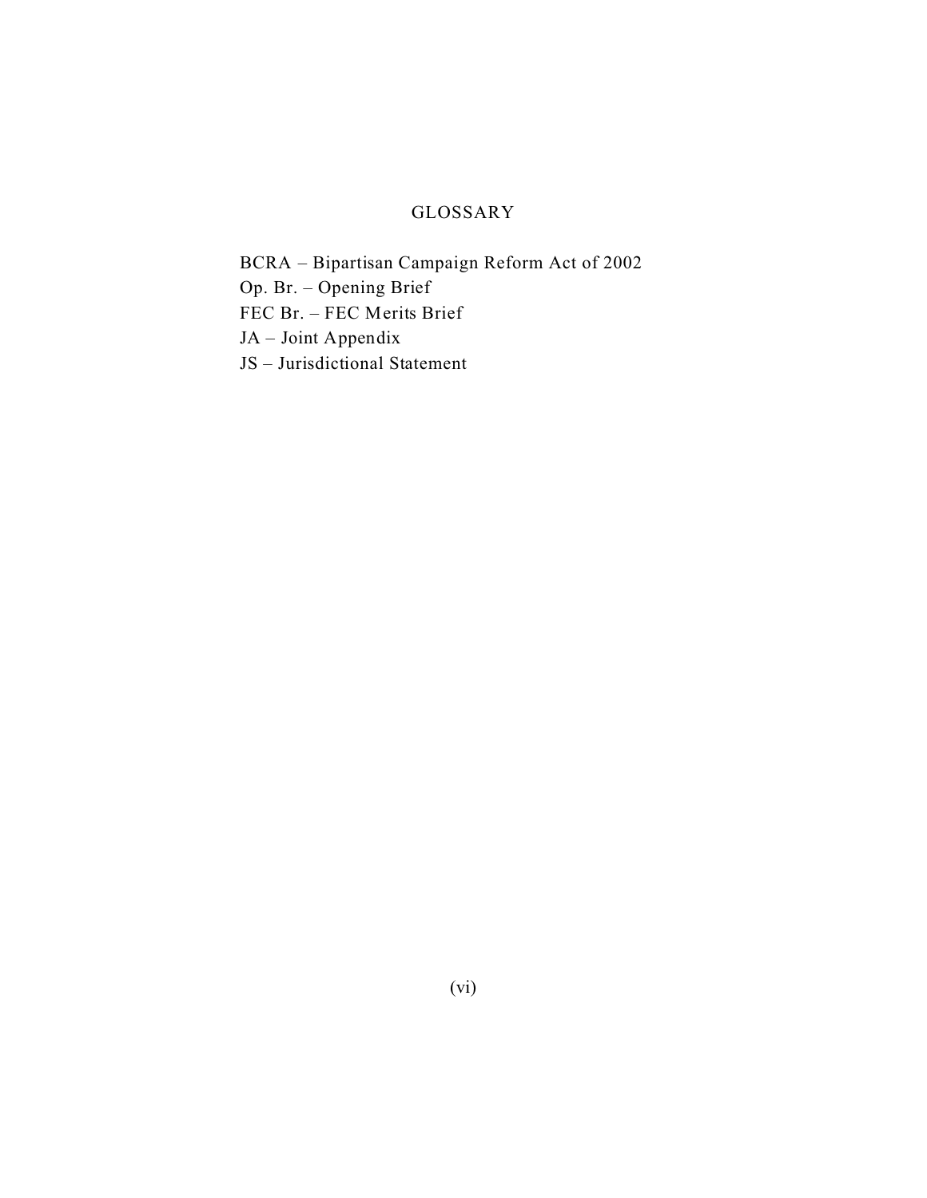## GLOSSARY

BCRA – Bipartisan Campaign Reform Act of 2002
Op. Br. – Opening Brief
FEC Br. – FEC Merits Brief
JA – Joint Appendix
JS – Jurisdictional Statement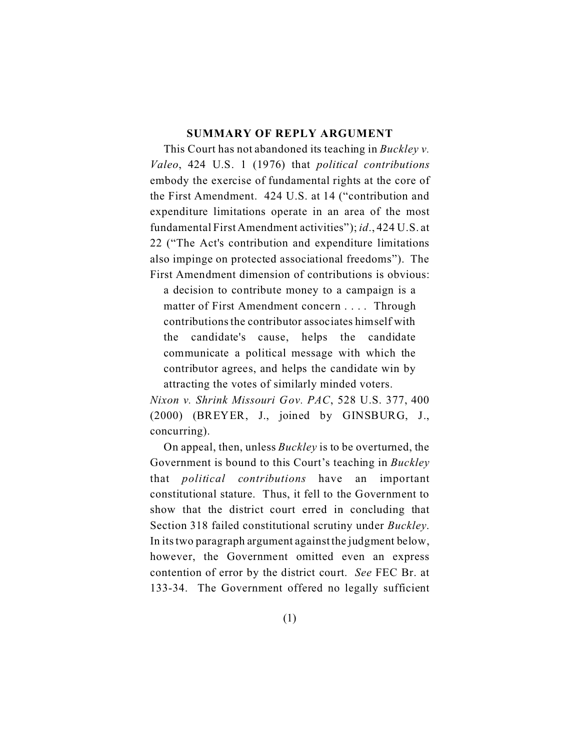## SUMMARY OF REPLY ARGUMENT

This Court has not abandoned its teaching in *Buckley v. Valeo*, 424 U.S. 1 (1976) that *political contributions* embody the exercise of fundamental rights at the core of the First Amendment. 424 U.S. at 14 ("contribution and expenditure limitations operate in an area of the most fundamental First Amendment activities"); *id*., 424 U.S. at 22 ("The Act's contribution and expenditure limitations also impinge on protected associational freedoms"). The First Amendment dimension of contributions is obvious:

> a decision to contribute money to a campaign is a matter of First Amendment concern . . . . Through contributions the contributor associates himself with the candidate's cause, helps the candidate communicate a political message with which the contributor agrees, and helps the candidate win by attracting the votes of similarly minded voters.

*Nixon v. Shrink Missouri Gov. PAC*, 528 U.S. 377, 400 (2000) (BREYER, J., joined by GINSBURG, J., concurring).

On appeal, then, unless *Buckley* is to be overturned, the Government is bound to this Court's teaching in *Buckley* that *political contributions* have an important constitutional stature. Thus, it fell to the Government to show that the district court erred in concluding that Section 318 failed constitutional scrutiny under *Buckley*. In its two paragraph argument against the judgment below, however, the Government omitted even an express contention of error by the district court. *See* FEC Br. at 133-34. The Government offered no legally sufficient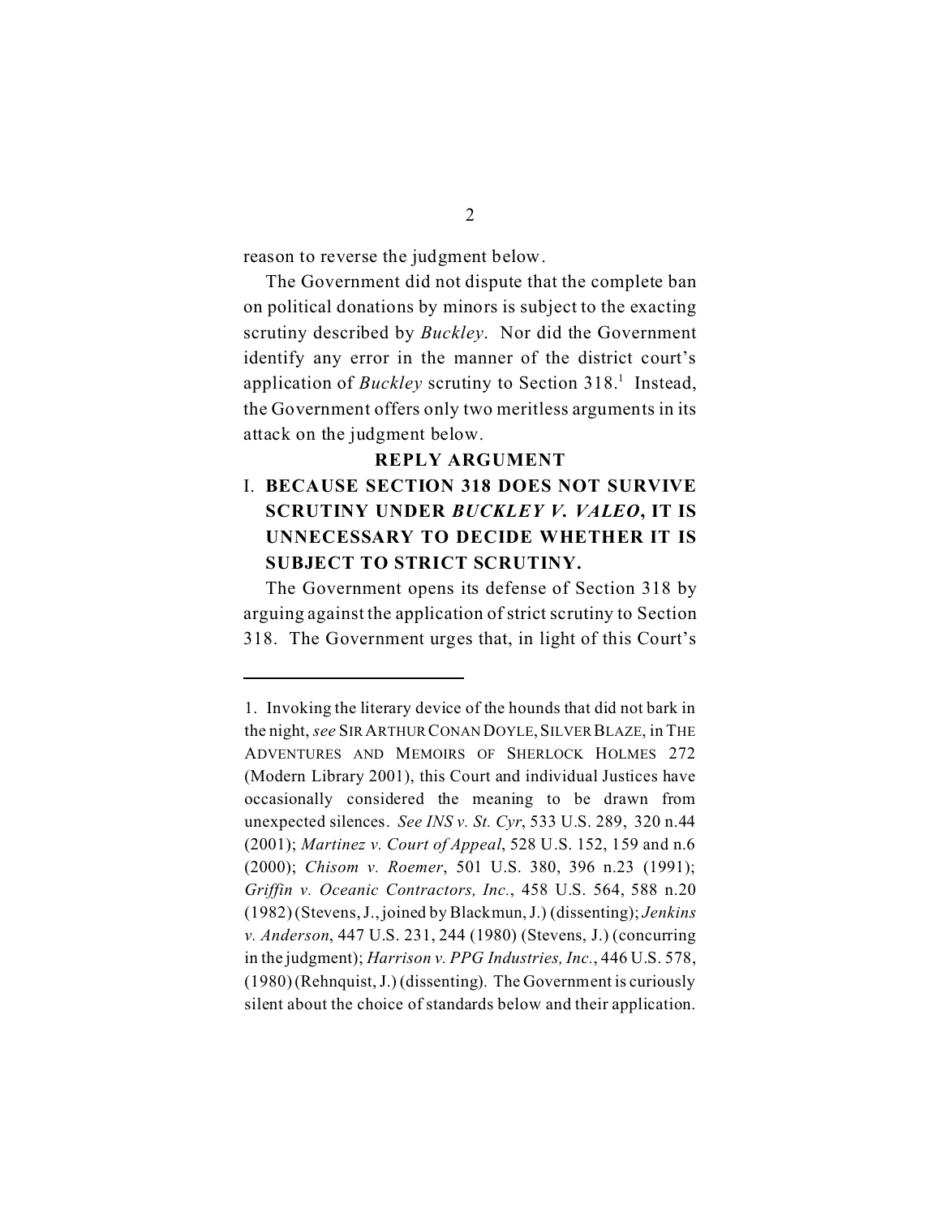reason to reverse the judgment below.

The Government did not dispute that the complete ban on political donations by minors is subject to the exacting scrutiny described by *Buckley*. Nor did the Government identify any error in the manner of the district court's application of *Buckley* scrutiny to Section 318.[1] Instead, the Government offers only two meritless arguments in its attack on the judgment below.

## REPLY ARGUMENT

### I. BECAUSE SECTION 318 DOES NOT SURVIVE SCRUTINY UNDER *BUCKLEY V. VALEO*, IT IS UNNECESSARY TO DECIDE WHETHER IT IS SUBJECT TO STRICT SCRUTINY.

The Government opens its defense of Section 318 by arguing against the application of strict scrutiny to Section 318. The Government urges that, in light of this Court's

---

1. Invoking the literary device of the hounds that did not bark in the night, *see* SIR ARTHUR CONAN DOYLE, SILVER BLAZE, in THE ADVENTURES AND MEMOIRS OF SHERLOCK HOLMES 272 (Modern Library 2001), this Court and individual Justices have occasionally considered the meaning to be drawn from unexpected silences. *See INS v. St. Cyr*, 533 U.S. 289, 320 n.44 (2001); *Martinez v. Court of Appeal*, 528 U.S. 152, 159 and n.6 (2000); *Chisom v. Roemer*, 501 U.S. 380, 396 n.23 (1991); *Griffin v. Oceanic Contractors, Inc.*, 458 U.S. 564, 588 n.20 (1982) (Stevens, J., joined by Blackmun, J.) (dissenting); *Jenkins v. Anderson*, 447 U.S. 231, 244 (1980) (Stevens, J.) (concurring in the judgment); *Harrison v. PPG Industries, Inc.*, 446 U.S. 578, (1980) (Rehnquist, J.) (dissenting). The Government is curiously silent about the choice of standards below and their application.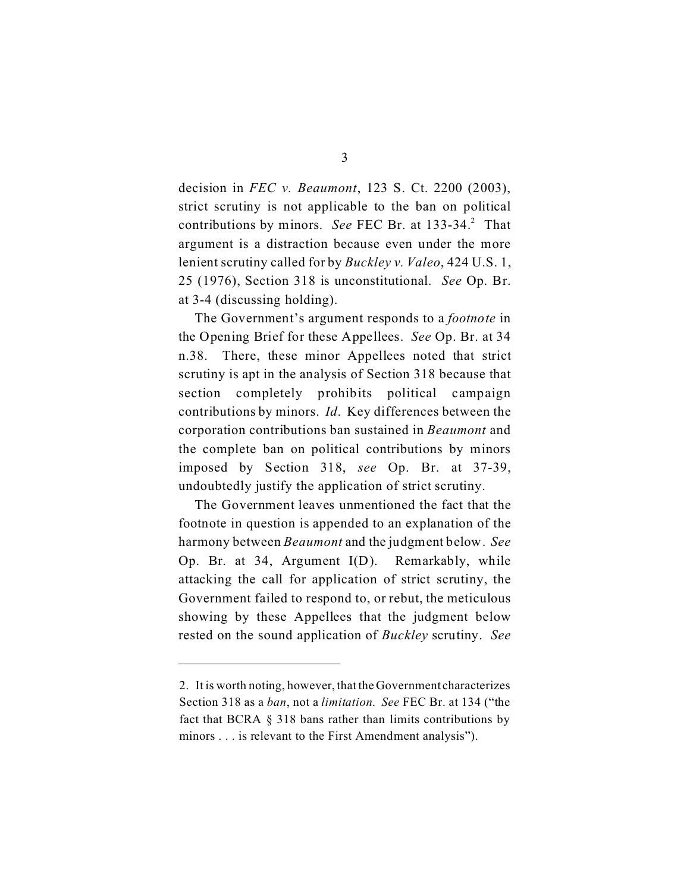decision in *FEC v. Beaumont*, 123 S. Ct. 2200 (2003), strict scrutiny is not applicable to the ban on political contributions by minors. *See* FEC Br. at 133-34.[2] That argument is a distraction because even under the more lenient scrutiny called for by *Buckley v. Valeo*, 424 U.S. 1, 25 (1976), Section 318 is unconstitutional. *See* Op. Br. at 3-4 (discussing holding).

The Government's argument responds to a *footnote* in the Opening Brief for these Appellees. *See* Op. Br. at 34 n.38. There, these minor Appellees noted that strict scrutiny is apt in the analysis of Section 318 because that section completely prohibits political campaign contributions by minors. *Id*. Key differences between the corporation contributions ban sustained in *Beaumont* and the complete ban on political contributions by minors imposed by Section 318, *see* Op. Br. at 37-39, undoubtedly justify the application of strict scrutiny.

The Government leaves unmentioned the fact that the footnote in question is appended to an explanation of the harmony between *Beaumont* and the judgment below. *See* Op. Br. at 34, Argument I(D). Remarkably, while attacking the call for application of strict scrutiny, the Government failed to respond to, or rebut, the meticulous showing by these Appellees that the judgment below rested on the sound application of *Buckley* scrutiny. *See*

---

2. It is worth noting, however, that the Government characterizes Section 318 as a *ban*, not a *limitation*. *See* FEC Br. at 134 ("the fact that BCRA § 318 bans rather than limits contributions by minors . . . is relevant to the First Amendment analysis").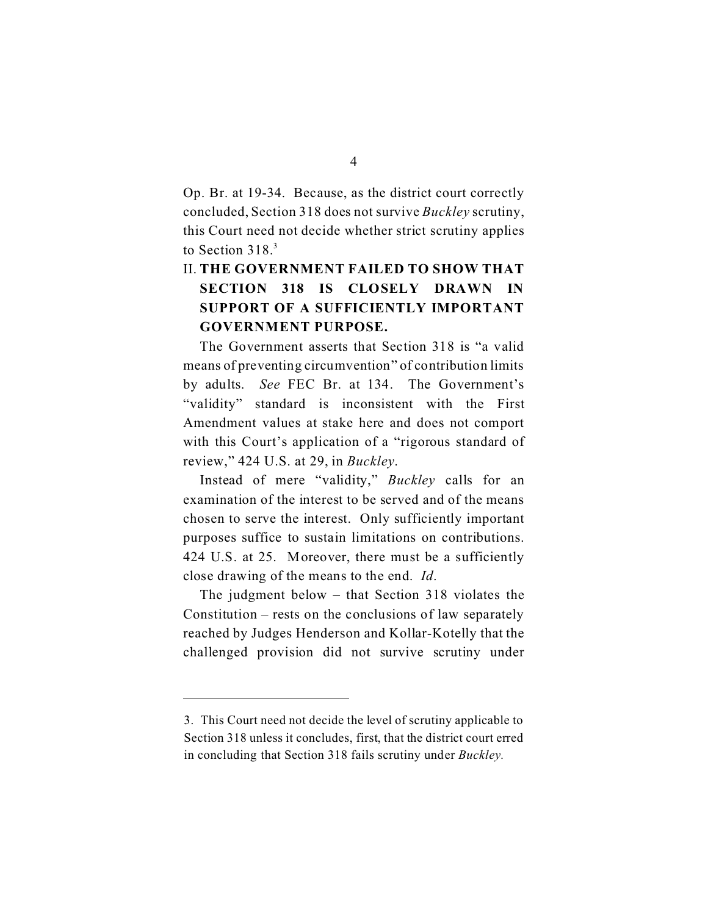Op. Br. at 19-34. Because, as the district court correctly concluded, Section 318 does not survive *Buckley* scrutiny, this Court need not decide whether strict scrutiny applies to Section 318.[3]

## II. THE GOVERNMENT FAILED TO SHOW THAT SECTION 318 IS CLOSELY DRAWN IN SUPPORT OF A SUFFICIENTLY IMPORTANT GOVERNMENT PURPOSE.

The Government asserts that Section 318 is "a valid means of preventing circumvention" of contribution limits by adults. *See* FEC Br. at 134. The Government's "validity" standard is inconsistent with the First Amendment values at stake here and does not comport with this Court's application of a "rigorous standard of review," 424 U.S. at 29, in *Buckley*.

Instead of mere "validity," *Buckley* calls for an examination of the interest to be served and of the means chosen to serve the interest. Only sufficiently important purposes suffice to sustain limitations on contributions. 424 U.S. at 25. Moreover, there must be a sufficiently close drawing of the means to the end. *Id.*

The judgment below – that Section 318 violates the Constitution – rests on the conclusions of law separately reached by Judges Henderson and Kollar-Kotelly that the challenged provision did not survive scrutiny under

---

3. This Court need not decide the level of scrutiny applicable to Section 318 unless it concludes, first, that the district court erred in concluding that Section 318 fails scrutiny under *Buckley.*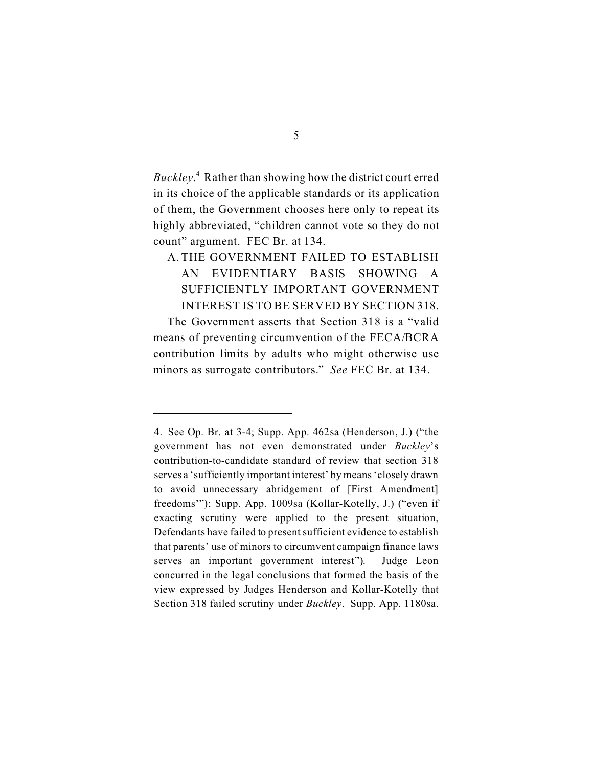*Buckley*.[4] Rather than showing how the district court erred in its choice of the applicable standards or its application of them, the Government chooses here only to repeat its highly abbreviated, "children cannot vote so they do not count" argument. FEC Br. at 134.

## A. THE GOVERNMENT FAILED TO ESTABLISH AN EVIDENTIARY BASIS SHOWING A SUFFICIENTLY IMPORTANT GOVERNMENT INTEREST IS TO BE SERVED BY SECTION 318.

The Government asserts that Section 318 is a "valid means of preventing circumvention of the FECA/BCRA contribution limits by adults who might otherwise use minors as surrogate contributors." *See* FEC Br. at 134.

---

4. See Op. Br. at 3-4; Supp. App. 462sa (Henderson, J.) ("the government has not even demonstrated under *Buckley*'s contribution-to-candidate standard of review that section 318 serves a 'sufficiently important interest' by means 'closely drawn to avoid unnecessary abridgement of [First Amendment] freedoms'"); Supp. App. 1009sa (Kollar-Kotelly, J.) ("even if exacting scrutiny were applied to the present situation, Defendants have failed to present sufficient evidence to establish that parents' use of minors to circumvent campaign finance laws serves an important government interest"). Judge Leon concurred in the legal conclusions that formed the basis of the view expressed by Judges Henderson and Kollar-Kotelly that Section 318 failed scrutiny under *Buckley*. Supp. App. 1180sa.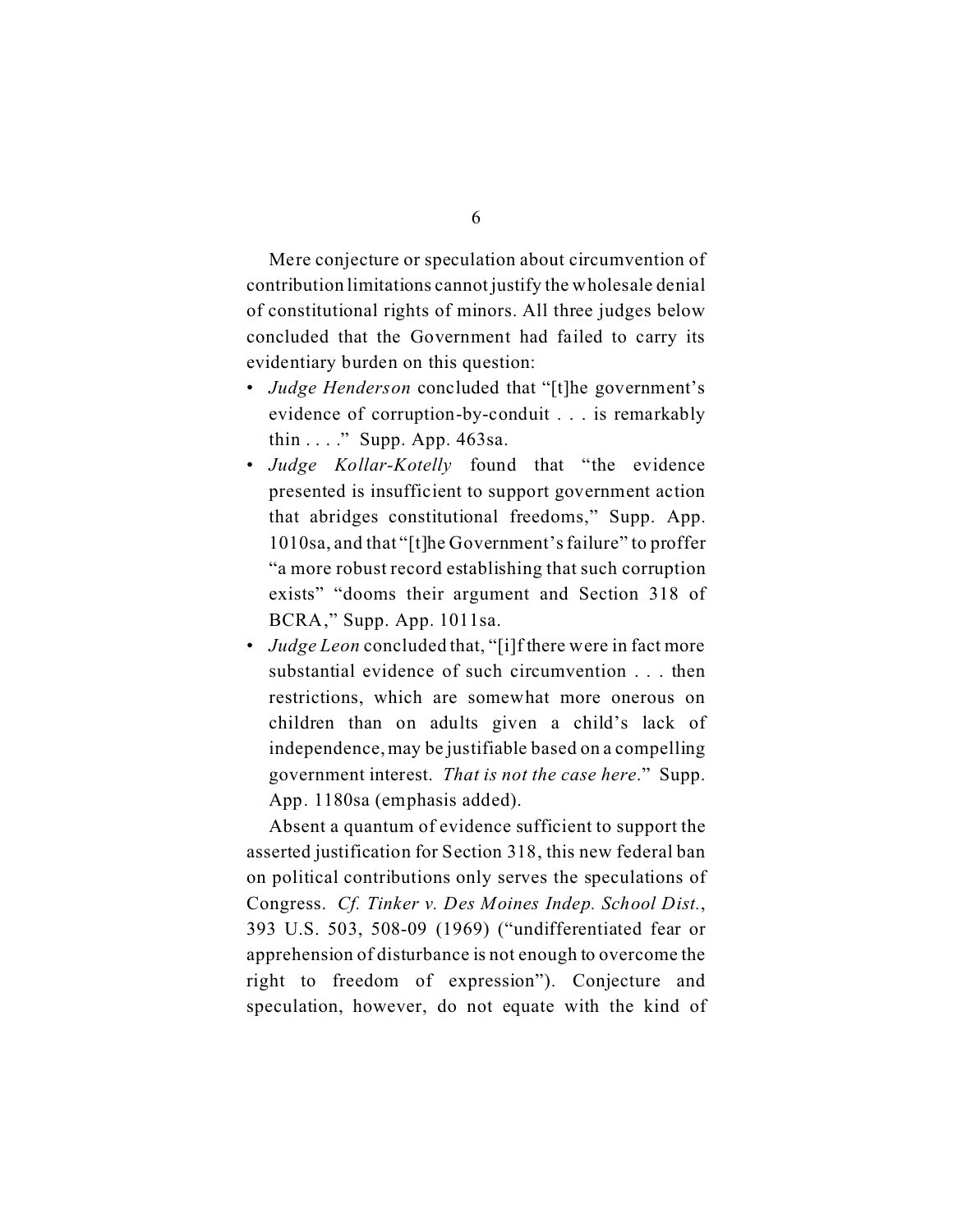Mere conjecture or speculation about circumvention of contribution limitations cannot justify the wholesale denial of constitutional rights of minors. All three judges below concluded that the Government had failed to carry its evidentiary burden on this question:

- *Judge Henderson* concluded that "[t]he government's evidence of corruption-by-conduit . . . is remarkably thin . . . ." Supp. App. 463sa.
- *Judge Kollar-Kotelly* found that "the evidence presented is insufficient to support government action that abridges constitutional freedoms," Supp. App. 1010sa, and that "[t]he Government's failure" to proffer "a more robust record establishing that such corruption exists" "dooms their argument and Section 318 of BCRA," Supp. App. 1011sa.
- *Judge Leon* concluded that, "[i]f there were in fact more substantial evidence of such circumvention . . . then restrictions, which are somewhat more onerous on children than on adults given a child's lack of independence, may be justifiable based on a compelling government interest. *That is not the case here*." Supp. App. 1180sa (emphasis added).

Absent a quantum of evidence sufficient to support the asserted justification for Section 318, this new federal ban on political contributions only serves the speculations of Congress. *Cf. Tinker v. Des Moines Indep. School Dist.*, 393 U.S. 503, 508-09 (1969) ("undifferentiated fear or apprehension of disturbance is not enough to overcome the right to freedom of expression"). Conjecture and speculation, however, do not equate with the kind of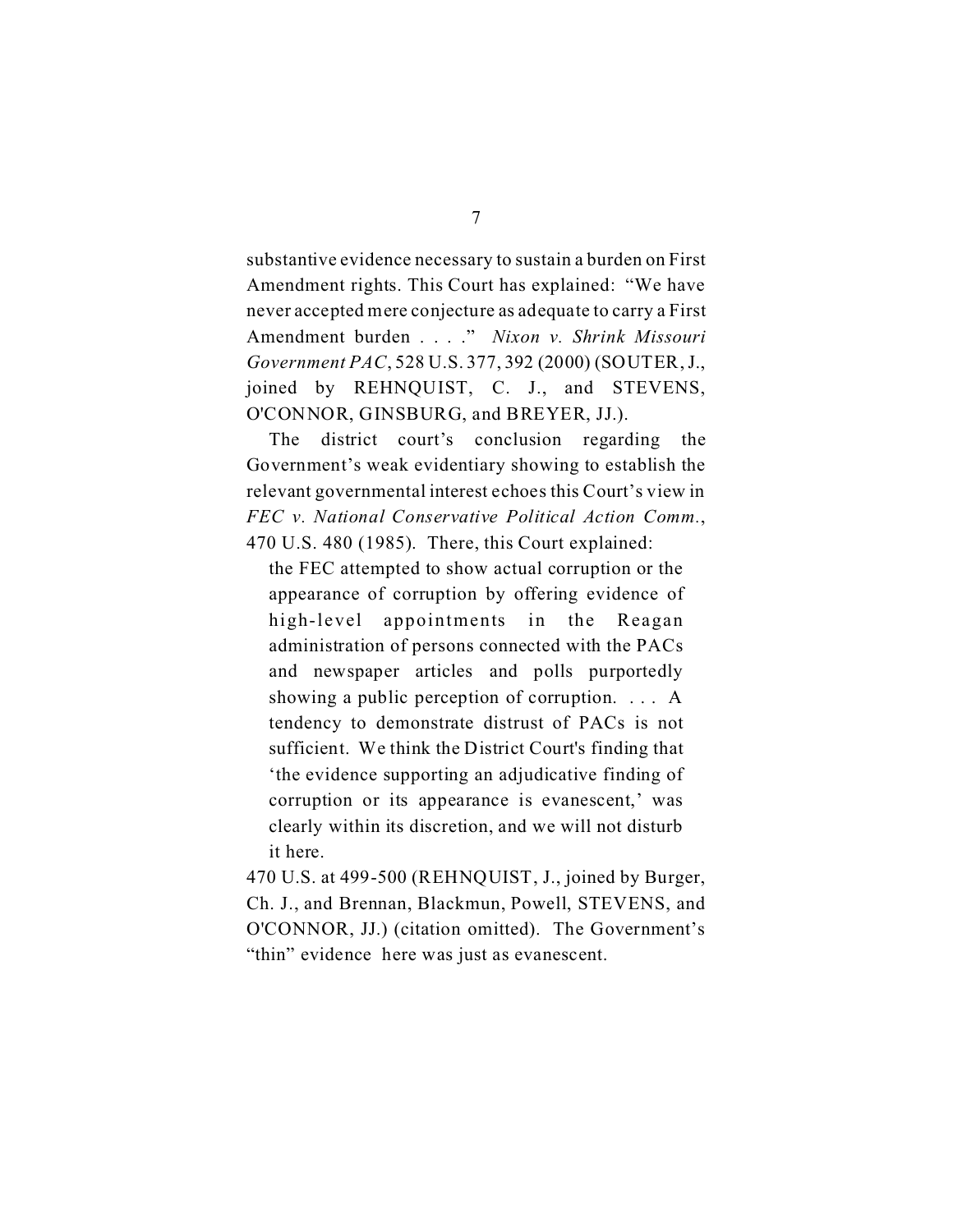substantive evidence necessary to sustain a burden on First Amendment rights. This Court has explained: "We have never accepted mere conjecture as adequate to carry a First Amendment burden . . . ." *Nixon v. Shrink Missouri Government PAC*, 528 U.S. 377, 392 (2000) (SOUTER, J., joined by REHNQUIST, C. J., and STEVENS, O'CONNOR, GINSBURG, and BREYER, JJ.).

The district court's conclusion regarding the Government's weak evidentiary showing to establish the relevant governmental interest echoes this Court's view in *FEC v. National Conservative Political Action Comm.*, 470 U.S. 480 (1985). There, this Court explained:

> the FEC attempted to show actual corruption or the appearance of corruption by offering evidence of high-level appointments in the Reagan administration of persons connected with the PACs and newspaper articles and polls purportedly showing a public perception of corruption. . . . A tendency to demonstrate distrust of PACs is not sufficient. We think the District Court's finding that 'the evidence supporting an adjudicative finding of corruption or its appearance is evanescent,' was clearly within its discretion, and we will not disturb it here.

470 U.S. at 499-500 (REHNQUIST, J., joined by Burger, Ch. J., and Brennan, Blackmun, Powell, STEVENS, and O'CONNOR, JJ.) (citation omitted). The Government's "thin" evidence here was just as evanescent.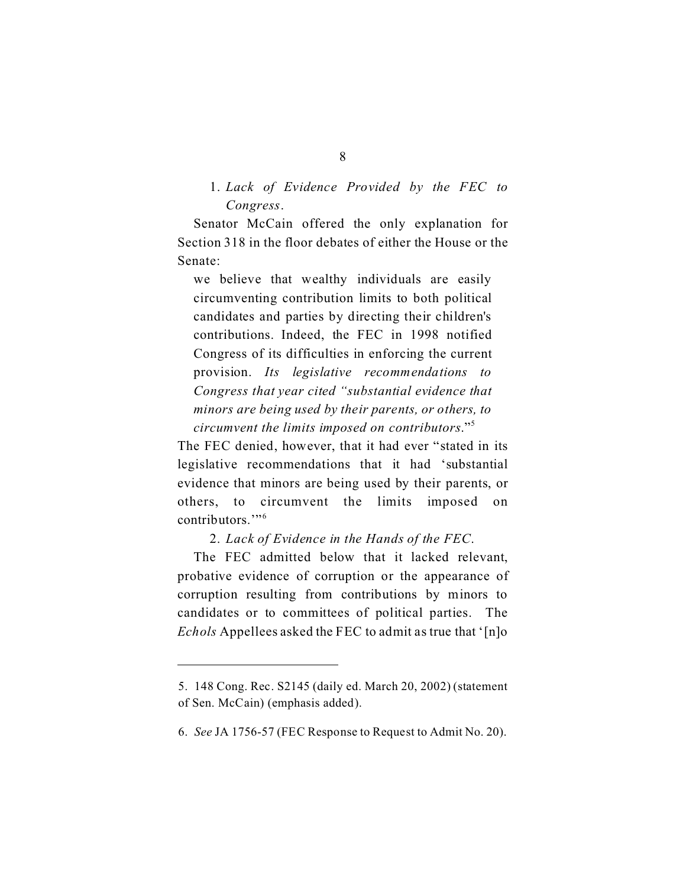1. *Lack of Evidence Provided by the FEC to Congress*.

Senator McCain offered the only explanation for Section 318 in the floor debates of either the House or the Senate:

> we believe that wealthy individuals are easily circumventing contribution limits to both political candidates and parties by directing their children's contributions. Indeed, the FEC in 1998 notified Congress of its difficulties in enforcing the current provision. *Its legislative recommendations to Congress that year cited "substantial evidence that minors are being used by their parents, or others, to circumvent the limits imposed on contributors*."[5]

The FEC denied, however, that it had ever "stated in its legislative recommendations that it had 'substantial evidence that minors are being used by their parents, or others, to circumvent the limits imposed on contributors.'"[6]

2. *Lack of Evidence in the Hands of the FEC*.

The FEC admitted below that it lacked relevant, probative evidence of corruption or the appearance of corruption resulting from contributions by minors to candidates or to committees of political parties. The *Echols* Appellees asked the FEC to admit as true that '[n]o

---

5. 148 Cong. Rec. S2145 (daily ed. March 20, 2002) (statement of Sen. McCain) (emphasis added).

6. *See* JA 1756-57 (FEC Response to Request to Admit No. 20).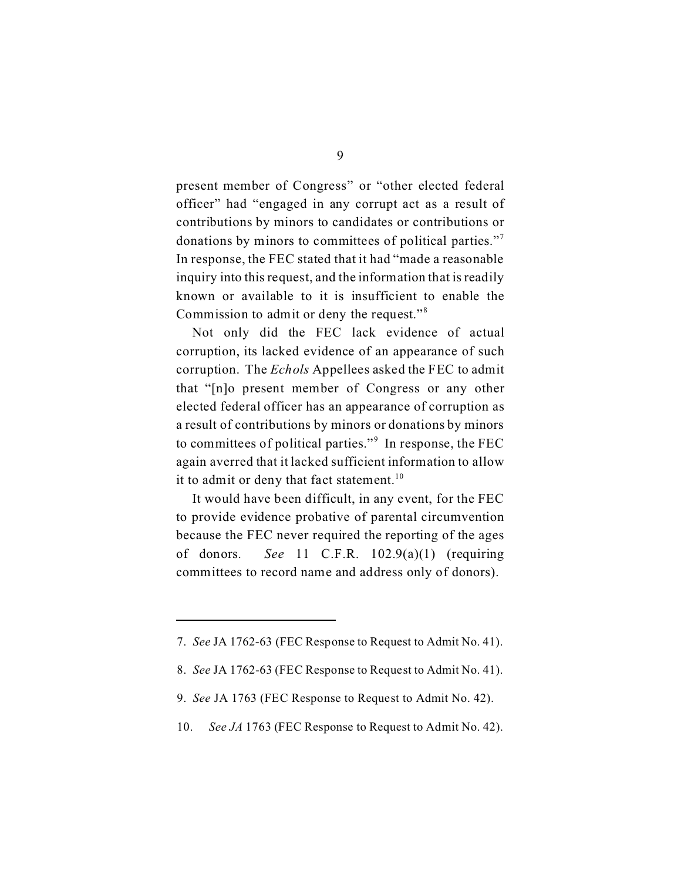present member of Congress" or "other elected federal officer" had "engaged in any corrupt act as a result of contributions by minors to candidates or contributions or donations by minors to committees of political parties."[7] In response, the FEC stated that it had "made a reasonable inquiry into this request, and the information that is readily known or available to it is insufficient to enable the Commission to admit or deny the request."[8]

Not only did the FEC lack evidence of actual corruption, its lacked evidence of an appearance of such corruption. The *Echols* Appellees asked the FEC to admit that "[n]o present member of Congress or any other elected federal officer has an appearance of corruption as a result of contributions by minors or donations by minors to committees of political parties."[9] In response, the FEC again averred that it lacked sufficient information to allow it to admit or deny that fact statement.[10]

It would have been difficult, in any event, for the FEC to provide evidence probative of parental circumvention because the FEC never required the reporting of the ages of donors. *See* 11 C.F.R. 102.9(a)(1) (requiring committees to record name and address only of donors).

---

7. *See* JA 1762-63 (FEC Response to Request to Admit No. 41).

8. *See* JA 1762-63 (FEC Response to Request to Admit No. 41).

9. *See* JA 1763 (FEC Response to Request to Admit No. 42).

10. *See JA* 1763 (FEC Response to Request to Admit No. 42).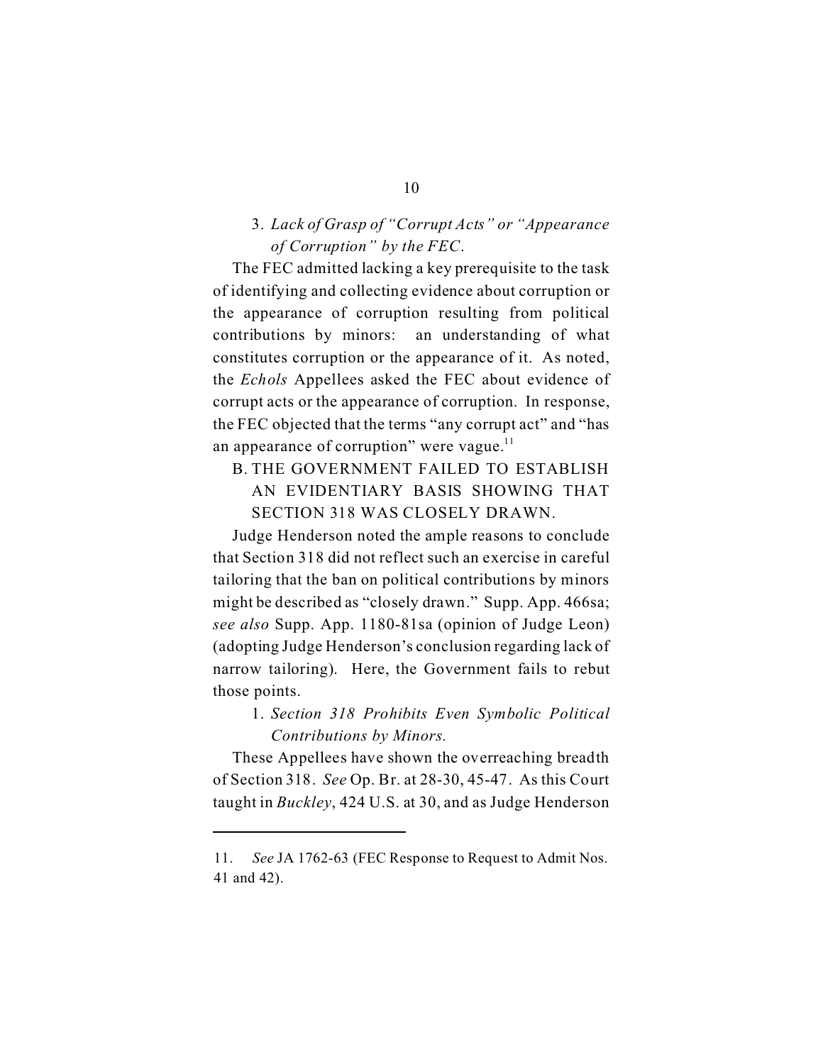### 3. *Lack of Grasp of "Corrupt Acts" or "Appearance of Corruption" by the FEC.*

The FEC admitted lacking a key prerequisite to the task of identifying and collecting evidence about corruption or the appearance of corruption resulting from political contributions by minors: an understanding of what constitutes corruption or the appearance of it. As noted, the *Echols* Appellees asked the FEC about evidence of corrupt acts or the appearance of corruption. In response, the FEC objected that the terms "any corrupt act" and "has an appearance of corruption" were vague.[11]

## B. THE GOVERNMENT FAILED TO ESTABLISH AN EVIDENTIARY BASIS SHOWING THAT SECTION 318 WAS CLOSELY DRAWN.

Judge Henderson noted the ample reasons to conclude that Section 318 did not reflect such an exercise in careful tailoring that the ban on political contributions by minors might be described as "closely drawn." Supp. App. 466sa; *see also* Supp. App. 1180-81sa (opinion of Judge Leon) (adopting Judge Henderson's conclusion regarding lack of narrow tailoring). Here, the Government fails to rebut those points.

### 1. *Section 318 Prohibits Even Symbolic Political Contributions by Minors.*

These Appellees have shown the overreaching breadth of Section 318. *See* Op. Br. at 28-30, 45-47. As this Court taught in *Buckley*, 424 U.S. at 30, and as Judge Henderson

---

11. *See* JA 1762-63 (FEC Response to Request to Admit Nos. 41 and 42).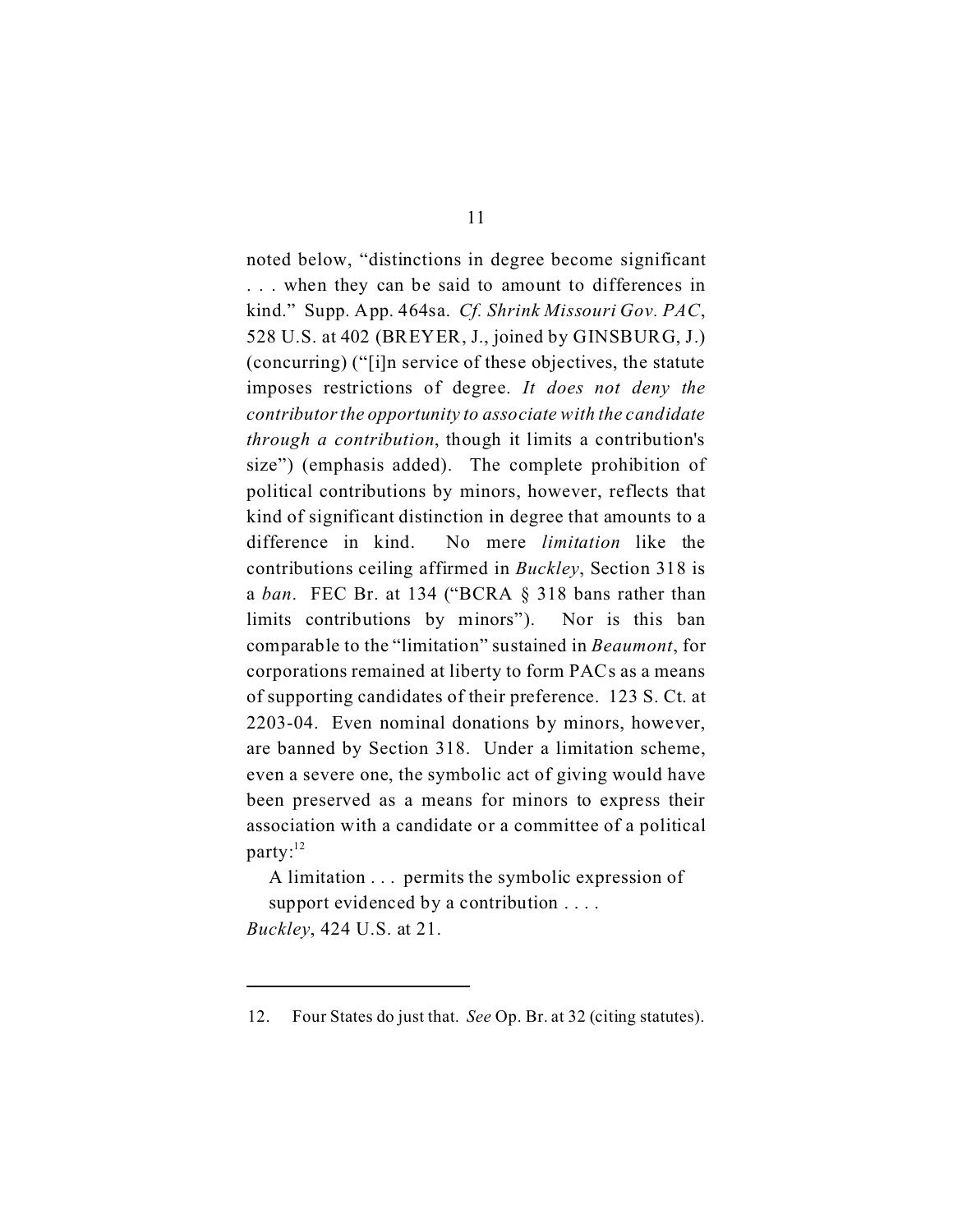noted below, "distinctions in degree become significant . . . when they can be said to amount to differences in kind." Supp. App. 464sa. *Cf. Shrink Missouri Gov. PAC*, 528 U.S. at 402 (BREYER, J., joined by GINSBURG, J.) (concurring) ("[i]n service of these objectives, the statute imposes restrictions of degree. *It does not deny the contributor the opportunity to associate with the candidate through a contribution*, though it limits a contribution's size") (emphasis added). The complete prohibition of political contributions by minors, however, reflects that kind of significant distinction in degree that amounts to a difference in kind. No mere *limitation* like the contributions ceiling affirmed in *Buckley*, Section 318 is a *ban*. FEC Br. at 134 ("BCRA § 318 bans rather than limits contributions by minors"). Nor is this ban comparable to the "limitation" sustained in *Beaumont*, for corporations remained at liberty to form PACs as a means of supporting candidates of their preference. 123 S. Ct. at 2203-04. Even nominal donations by minors, however, are banned by Section 318. Under a limitation scheme, even a severe one, the symbolic act of giving would have been preserved as a means for minors to express their association with a candidate or a committee of a political party:[12]

> A limitation . . . permits the symbolic expression of support evidenced by a contribution . . . .

*Buckley*, 424 U.S. at 21.

---

12. Four States do just that. *See* Op. Br. at 32 (citing statutes).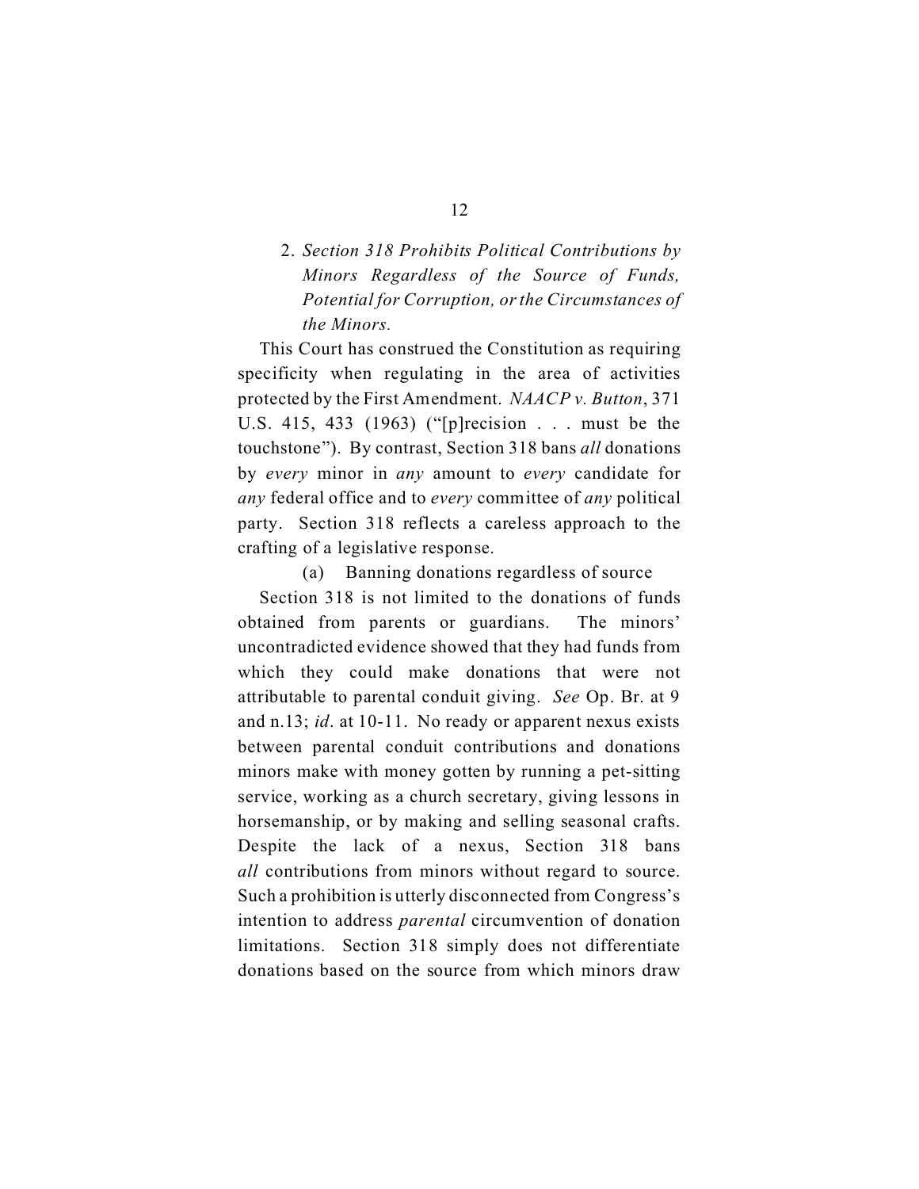### 2. *Section 318 Prohibits Political Contributions by Minors Regardless of the Source of Funds, Potential for Corruption, or the Circumstances of the Minors.*

This Court has construed the Constitution as requiring specificity when regulating in the area of activities protected by the First Amendment. *NAACP v. Button*, 371 U.S. 415, 433 (1963) ("[p]recision . . . must be the touchstone"). By contrast, Section 318 bans *all* donations by *every* minor in *any* amount to *every* candidate for *any* federal office and to *every* committee of *any* political party. Section 318 reflects a careless approach to the crafting of a legislative response.

#### (a) Banning donations regardless of source

Section 318 is not limited to the donations of funds obtained from parents or guardians. The minors' uncontradicted evidence showed that they had funds from which they could make donations that were not attributable to parental conduit giving. *See* Op. Br. at 9 and n.13; *id*. at 10-11. No ready or apparent nexus exists between parental conduit contributions and donations minors make with money gotten by running a pet-sitting service, working as a church secretary, giving lessons in horsemanship, or by making and selling seasonal crafts. Despite the lack of a nexus, Section 318 bans *all* contributions from minors without regard to source. Such a prohibition is utterly disconnected from Congress's intention to address *parental* circumvention of donation limitations. Section 318 simply does not differentiate donations based on the source from which minors draw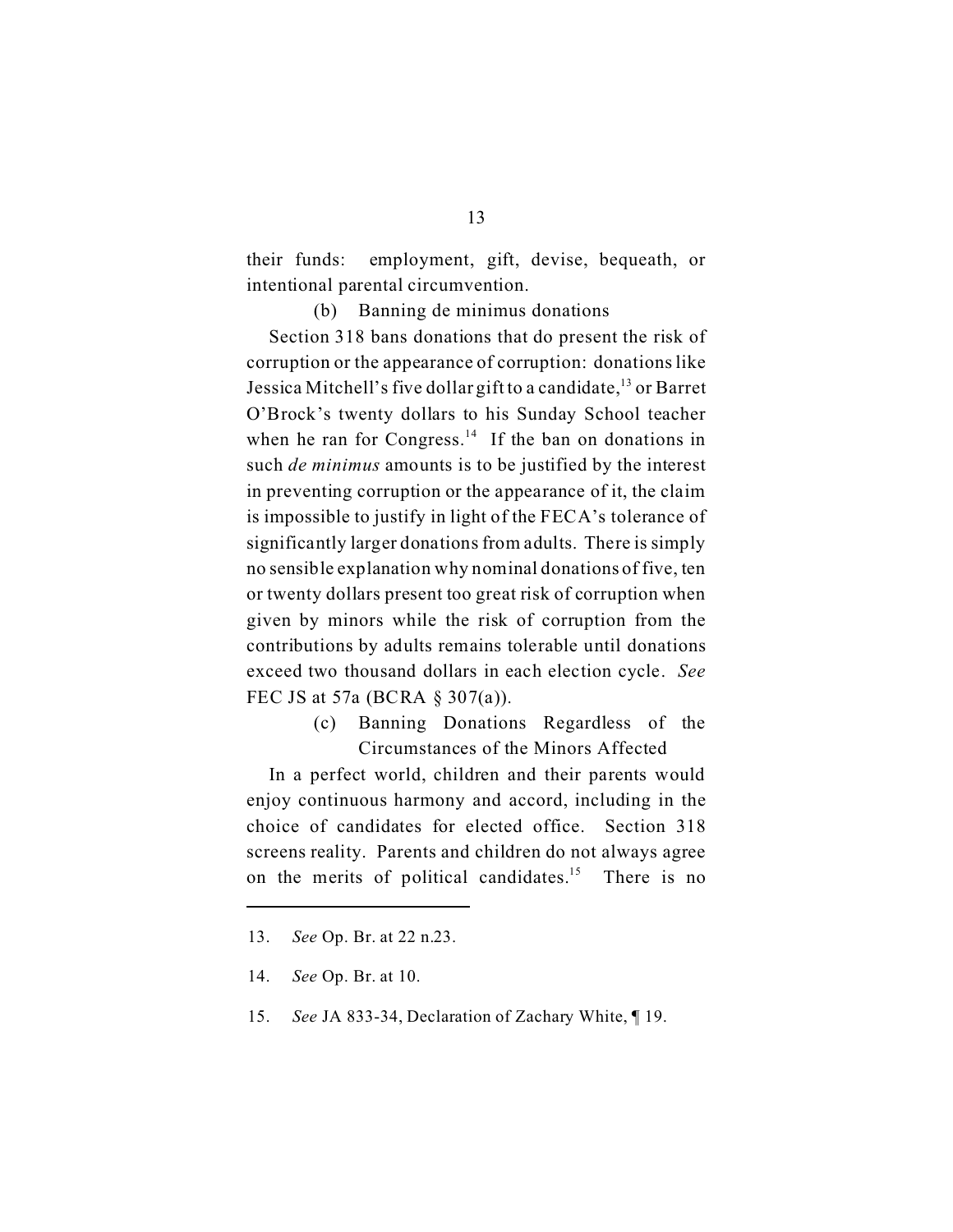their funds: employment, gift, devise, bequeath, or intentional parental circumvention.

(b) Banning de minimus donations

Section 318 bans donations that do present the risk of corruption or the appearance of corruption: donations like Jessica Mitchell's five dollar gift to a candidate,[13] or Barret O'Brock's twenty dollars to his Sunday School teacher when he ran for Congress.[14] If the ban on donations in such *de minimus* amounts is to be justified by the interest in preventing corruption or the appearance of it, the claim is impossible to justify in light of the FECA's tolerance of significantly larger donations from adults. There is simply no sensible explanation why nominal donations of five, ten or twenty dollars present too great risk of corruption when given by minors while the risk of corruption from the contributions by adults remains tolerable until donations exceed two thousand dollars in each election cycle. *See* FEC JS at 57a (BCRA § 307(a)).

(c) Banning Donations Regardless of the Circumstances of the Minors Affected

In a perfect world, children and their parents would enjoy continuous harmony and accord, including in the choice of candidates for elected office. Section 318 screens reality. Parents and children do not always agree on the merits of political candidates.[15] There is no

---

13. *See* Op. Br. at 22 n.23.

14. *See* Op. Br. at 10.

15. *See* JA 833-34, Declaration of Zachary White, ¶ 19.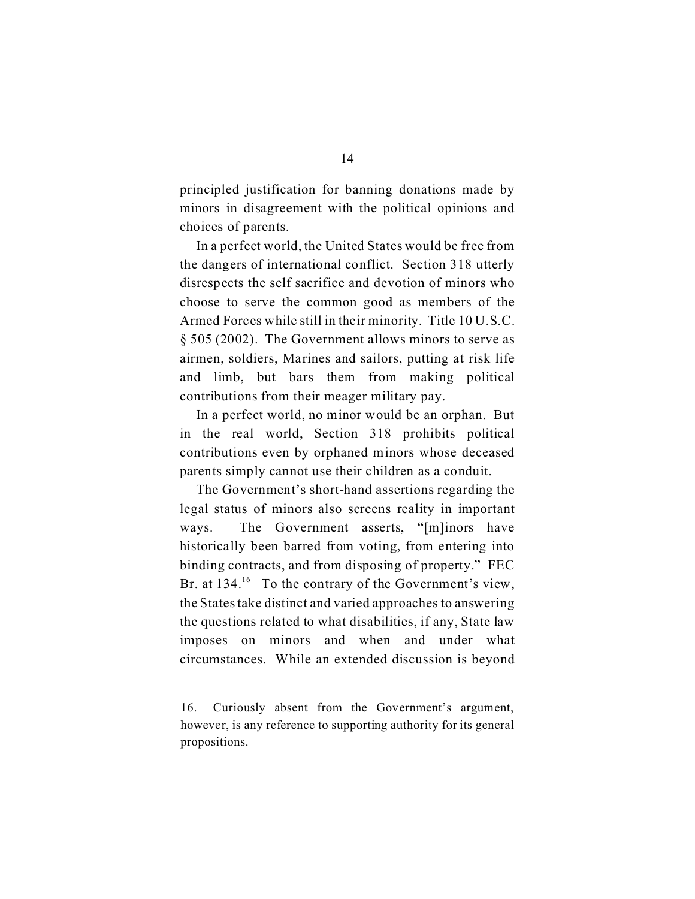principled justification for banning donations made by minors in disagreement with the political opinions and choices of parents.

In a perfect world, the United States would be free from the dangers of international conflict. Section 318 utterly disrespects the self sacrifice and devotion of minors who choose to serve the common good as members of the Armed Forces while still in their minority. Title 10 U.S.C. § 505 (2002). The Government allows minors to serve as airmen, soldiers, Marines and sailors, putting at risk life and limb, but bars them from making political contributions from their meager military pay.

In a perfect world, no minor would be an orphan. But in the real world, Section 318 prohibits political contributions even by orphaned minors whose deceased parents simply cannot use their children as a conduit.

The Government's short-hand assertions regarding the legal status of minors also screens reality in important ways. The Government asserts, "[m]inors have historically been barred from voting, from entering into binding contracts, and from disposing of property." FEC Br. at 134.[16] To the contrary of the Government's view, the States take distinct and varied approaches to answering the questions related to what disabilities, if any, State law imposes on minors and when and under what circumstances. While an extended discussion is beyond

---

16. Curiously absent from the Government's argument, however, is any reference to supporting authority for its general propositions.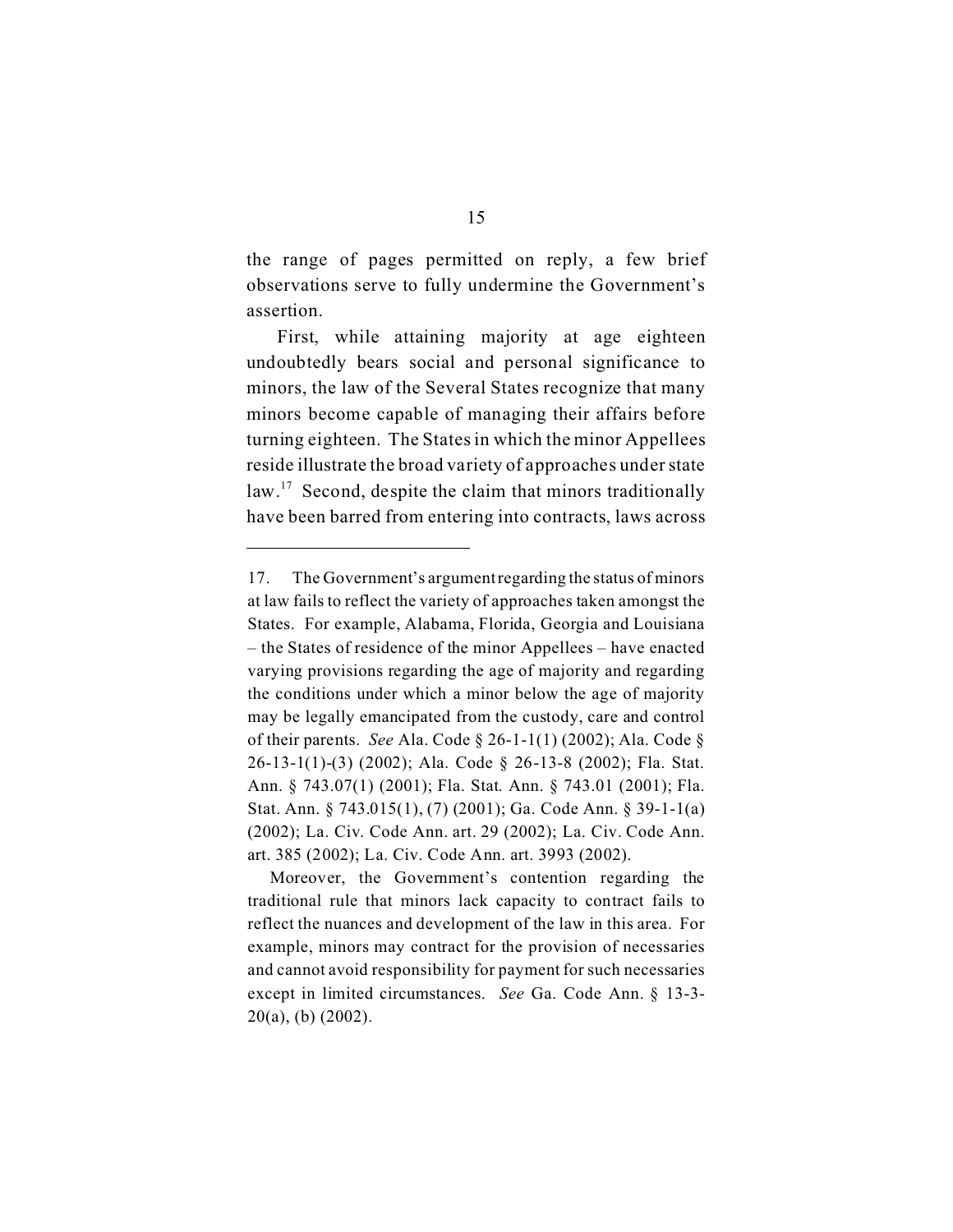the range of pages permitted on reply, a few brief observations serve to fully undermine the Government's assertion.

First, while attaining majority at age eighteen undoubtedly bears social and personal significance to minors, the law of the Several States recognize that many minors become capable of managing their affairs before turning eighteen. The States in which the minor Appellees reside illustrate the broad variety of approaches under state law.[17] Second, despite the claim that minors traditionally have been barred from entering into contracts, laws across

---

17. The Government's argument regarding the status of minors at law fails to reflect the variety of approaches taken amongst the States. For example, Alabama, Florida, Georgia and Louisiana – the States of residence of the minor Appellees – have enacted varying provisions regarding the age of majority and regarding the conditions under which a minor below the age of majority may be legally emancipated from the custody, care and control of their parents. *See* Ala. Code § 26-1-1(1) (2002); Ala. Code § 26-13-1(1)-(3) (2002); Ala. Code § 26-13-8 (2002); Fla. Stat. Ann. § 743.07(1) (2001); Fla. Stat. Ann. § 743.01 (2001); Fla. Stat. Ann. § 743.015(1), (7) (2001); Ga. Code Ann. § 39-1-1(a) (2002); La. Civ. Code Ann. art. 29 (2002); La. Civ. Code Ann. art. 385 (2002); La. Civ. Code Ann. art. 3993 (2002).

Moreover, the Government's contention regarding the traditional rule that minors lack capacity to contract fails to reflect the nuances and development of the law in this area. For example, minors may contract for the provision of necessaries and cannot avoid responsibility for payment for such necessaries except in limited circumstances. *See* Ga. Code Ann. § 13-3-20(a), (b) (2002).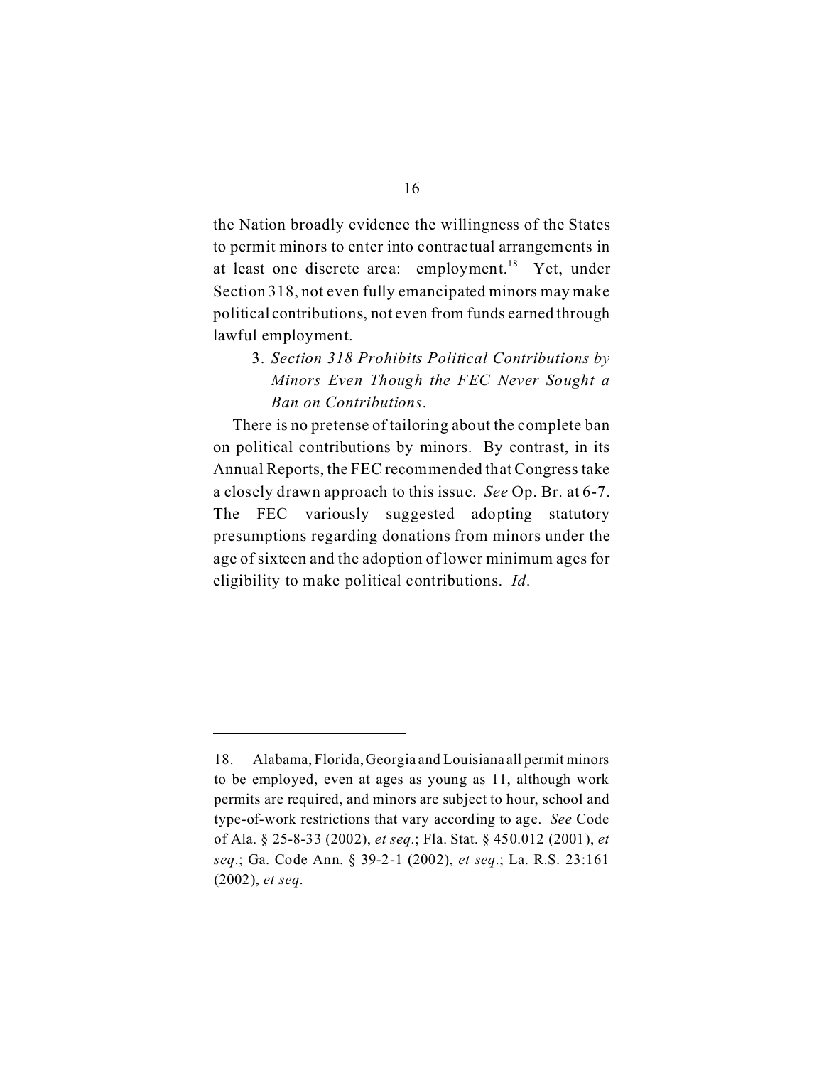the Nation broadly evidence the willingness of the States to permit minors to enter into contractual arrangements in at least one discrete area: employment.[18] Yet, under Section 318, not even fully emancipated minors may make political contributions, not even from funds earned through lawful employment.

### 3. *Section 318 Prohibits Political Contributions by Minors Even Though the FEC Never Sought a Ban on Contributions.*

There is no pretense of tailoring about the complete ban on political contributions by minors. By contrast, in its Annual Reports, the FEC recommended that Congress take a closely drawn approach to this issue. *See* Op. Br. at 6-7. The FEC variously suggested adopting statutory presumptions regarding donations from minors under the age of sixteen and the adoption of lower minimum ages for eligibility to make political contributions. *Id.*

---

18. Alabama, Florida, Georgia and Louisiana all permit minors to be employed, even at ages as young as 11, although work permits are required, and minors are subject to hour, school and type-of-work restrictions that vary according to age. *See* Code of Ala. § 25-8-33 (2002), *et seq.*; Fla. Stat. § 450.012 (2001), *et seq.*; Ga. Code Ann. § 39-2-1 (2002), *et seq.*; La. R.S. 23:161 (2002), *et seq.*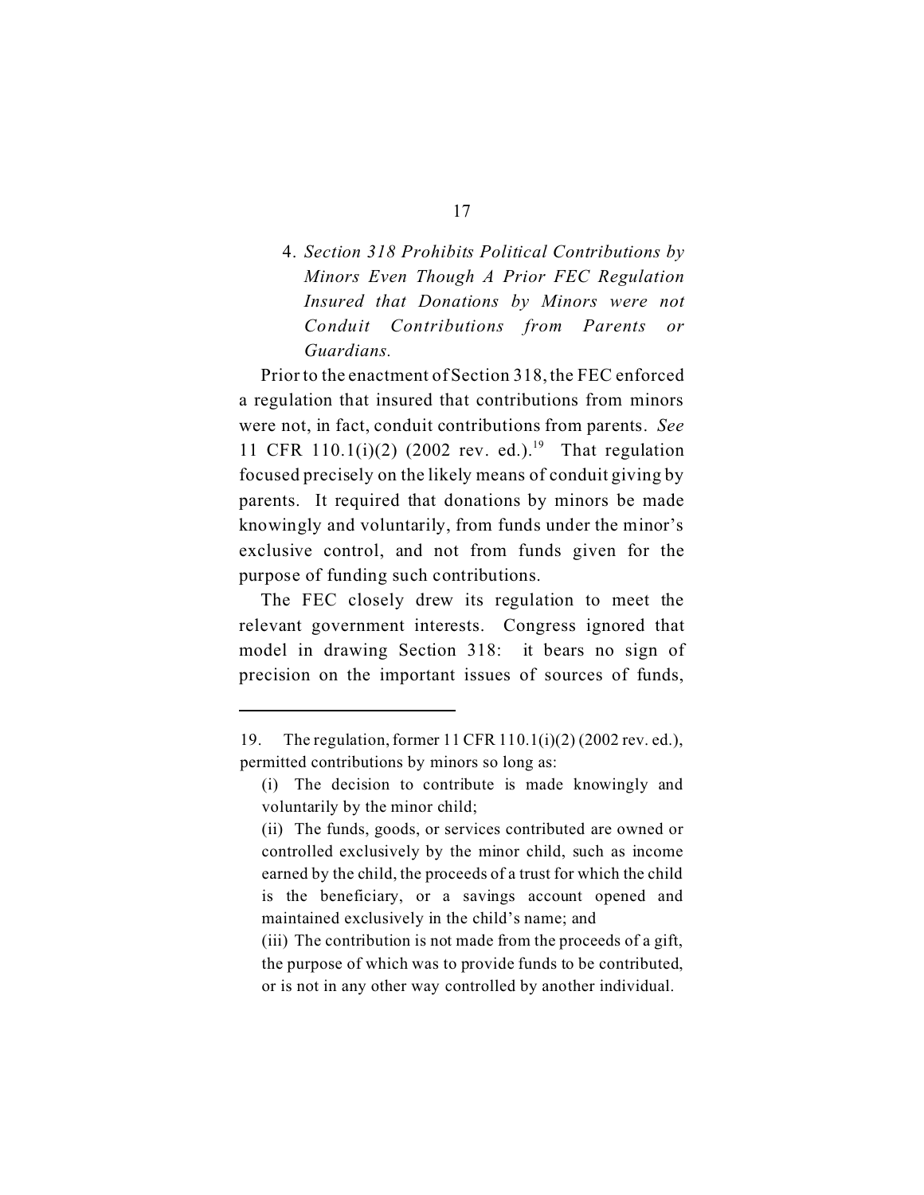4. *Section 318 Prohibits Political Contributions by Minors Even Though A Prior FEC Regulation Insured that Donations by Minors were not Conduit Contributions from Parents or Guardians.*

Prior to the enactment of Section 318, the FEC enforced a regulation that insured that contributions from minors were not, in fact, conduit contributions from parents. *See* 11 CFR 110.1(i)(2) (2002 rev. ed.).[19] That regulation focused precisely on the likely means of conduit giving by parents. It required that donations by minors be made knowingly and voluntarily, from funds under the minor's exclusive control, and not from funds given for the purpose of funding such contributions.

The FEC closely drew its regulation to meet the relevant government interests. Congress ignored that model in drawing Section 318: it bears no sign of precision on the important issues of sources of funds,

---

19. The regulation, former 11 CFR 110.1(i)(2) (2002 rev. ed.), permitted contributions by minors so long as:

(i) The decision to contribute is made knowingly and voluntarily by the minor child;

(ii) The funds, goods, or services contributed are owned or controlled exclusively by the minor child, such as income earned by the child, the proceeds of a trust for which the child is the beneficiary, or a savings account opened and maintained exclusively in the child's name; and

(iii) The contribution is not made from the proceeds of a gift, the purpose of which was to provide funds to be contributed, or is not in any other way controlled by another individual.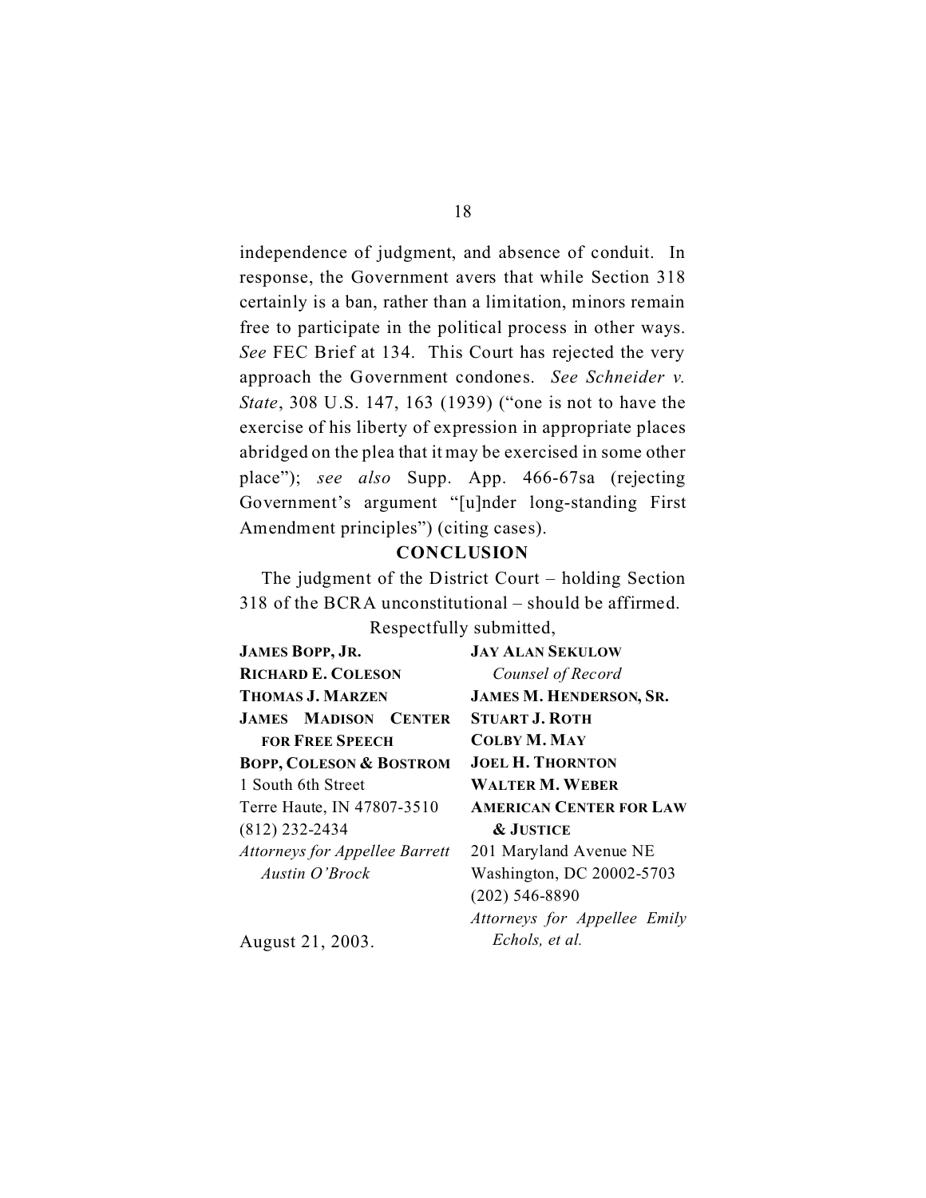independence of judgment, and absence of conduit. In response, the Government avers that while Section 318 certainly is a ban, rather than a limitation, minors remain free to participate in the political process in other ways. *See* FEC Brief at 134. This Court has rejected the very approach the Government condones. *See Schneider v. State*, 308 U.S. 147, 163 (1939) ("one is not to have the exercise of his liberty of expression in appropriate places abridged on the plea that it may be exercised in some other place"); *see also* Supp. App. 466-67sa (rejecting Government's argument "[u]nder long-standing First Amendment principles") (citing cases).

## CONCLUSION

The judgment of the District Court – holding Section 318 of the BCRA unconstitutional – should be affirmed.

Respectfully submitted,

**JAMES BOPP, JR.**
**RICHARD E. COLESON**
**THOMAS J. MARZEN**
**JAMES MADISON CENTER FOR FREE SPEECH**
**BOPP, COLESON & BOSTROM**
1 South 6th Street
Terre Haute, IN 47807-3510
(812) 232-2434
*Attorneys for Appellee Barrett Austin O'Brock*

**JAY ALAN SEKULOW**
*Counsel of Record*
**JAMES M. HENDERSON, SR.**
**STUART J. ROTH**
**COLBY M. MAY**
**JOEL H. THORNTON**
**WALTER M. WEBER**
**AMERICAN CENTER FOR LAW & JUSTICE**
201 Maryland Avenue NE
Washington, DC 20002-5703
(202) 546-8890
*Attorneys for Appellee Emily Echols, et al.*

August 21, 2003.